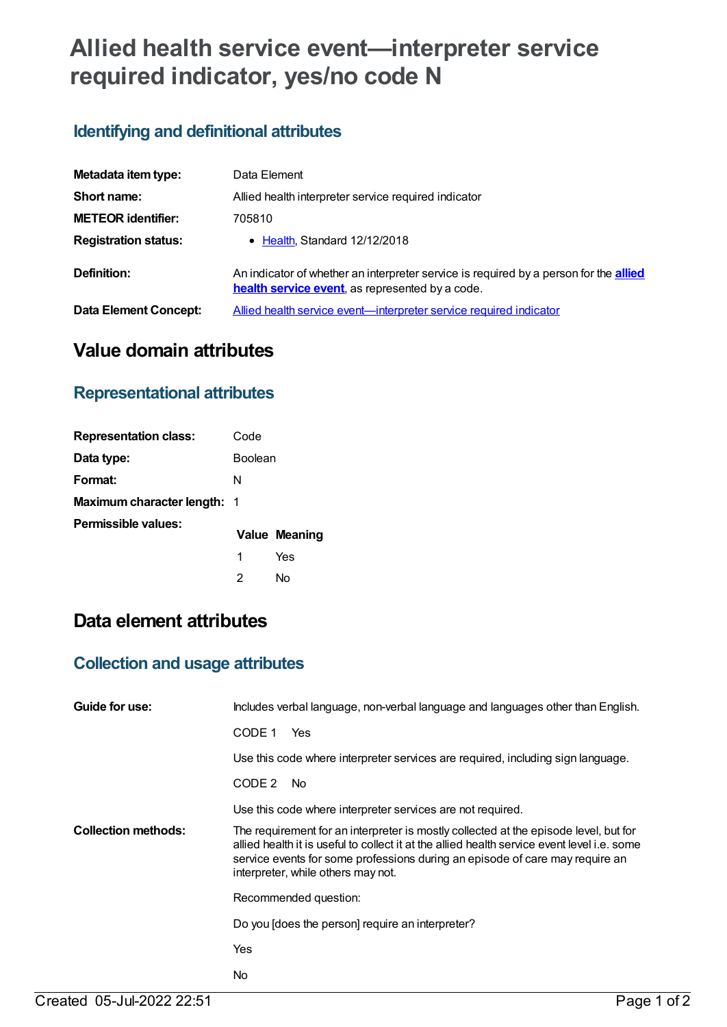# Allied health service event—interpreter service required indicator, yes/no code N

## Identifying and definitional attributes

| | |
|---|---|
| **Metadata item type:** | Data Element |
| **Short name:** | Allied health interpreter service required indicator |
| **METEOR identifier:** | 705810 |
| **Registration status:** | • Health, Standard 12/12/2018 |
| **Definition:** | An indicator of whether an interpreter service is required by a person for the **allied health service event**, as represented by a code. |
| **Data Element Concept:** | Allied health service event—interpreter service required indicator |

# Value domain attributes

## Representational attributes

| | |
|---|---|
| **Representation class:** | Code |
| **Data type:** | Boolean |
| **Format:** | N |
| **Maximum character length:** | 1 |

**Permissible values:**

| Value | Meaning |
|---|---|
| 1 | Yes |
| 2 | No |

# Data element attributes

## Collection and usage attributes

**Guide for use:**

Includes verbal language, non-verbal language and languages other than English.

CODE 1 Yes

Use this code where interpreter services are required, including sign language.

CODE 2 No

Use this code where interpreter services are not required.

**Collection methods:**

The requirement for an interpreter is mostly collected at the episode level, but for allied health it is useful to collect it at the allied health service event level i.e. some service events for some professions during an episode of care may require an interpreter, while others may not.

Recommended question:

Do you [does the person] require an interpreter?

Yes

No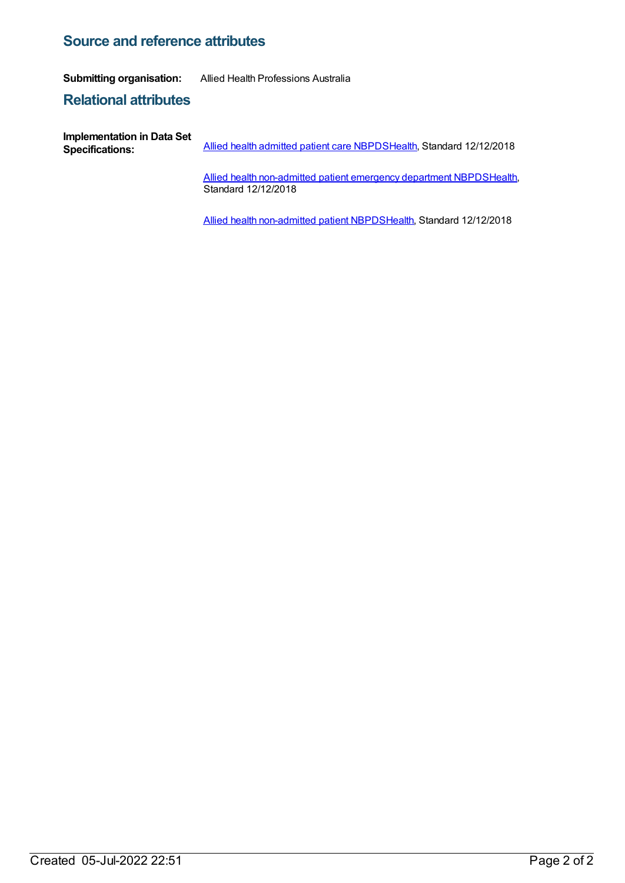## Source and reference attributes

**Submitting organisation:** Allied Health Professions Australia

## Relational attributes

**Implementation in Data Set Specifications:**

Allied health admitted patient care NBPDSHealth, Standard 12/12/2018

Allied health non-admitted patient emergency department NBPDSHealth, Standard 12/12/2018

Allied health non-admitted patient NBPDSHealth, Standard 12/12/2018